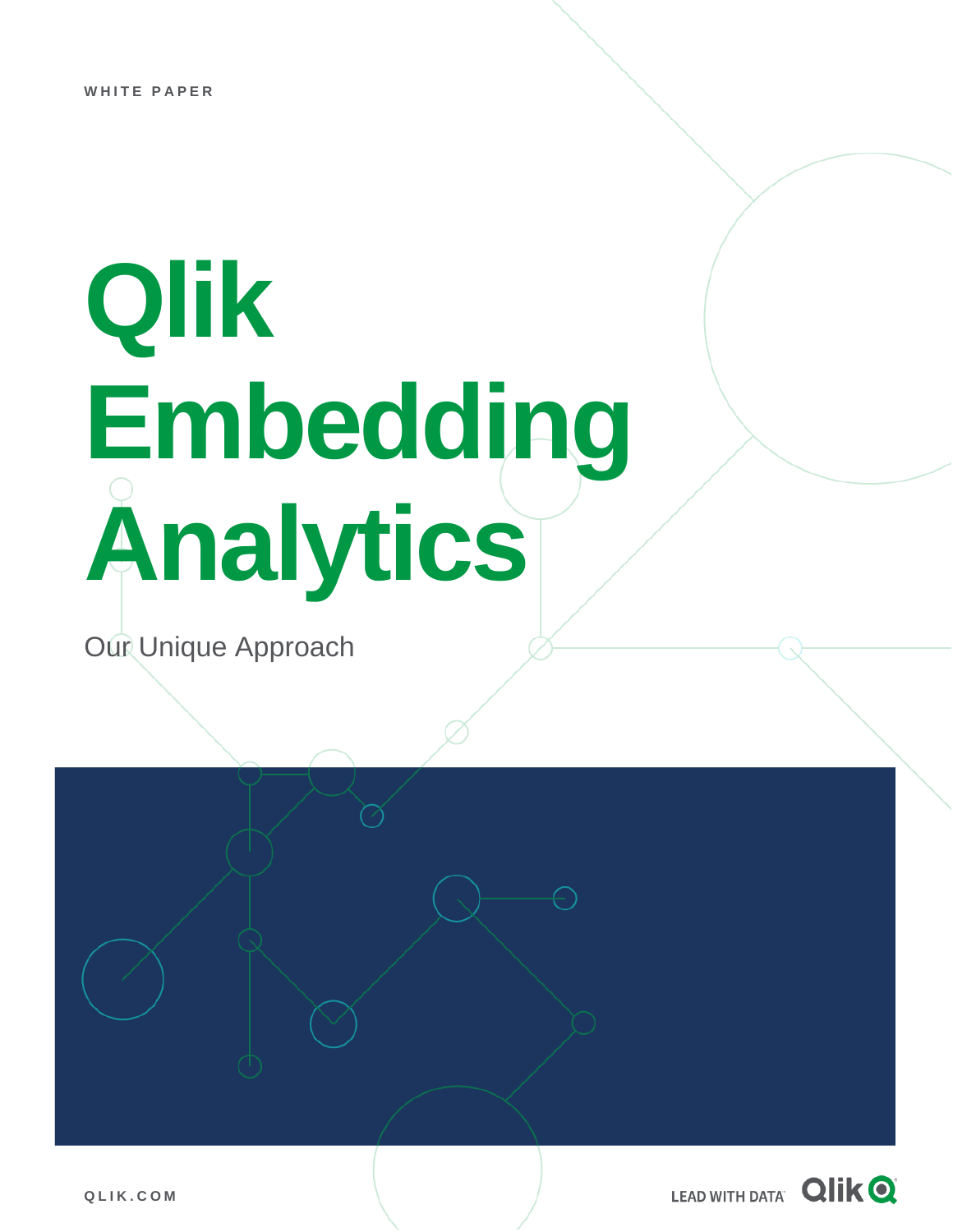WHITE PAPER

# Qlik Embedding Analytics

Our Unique Approach

QLIK.COM

LEAD WITH DATA™ Qlik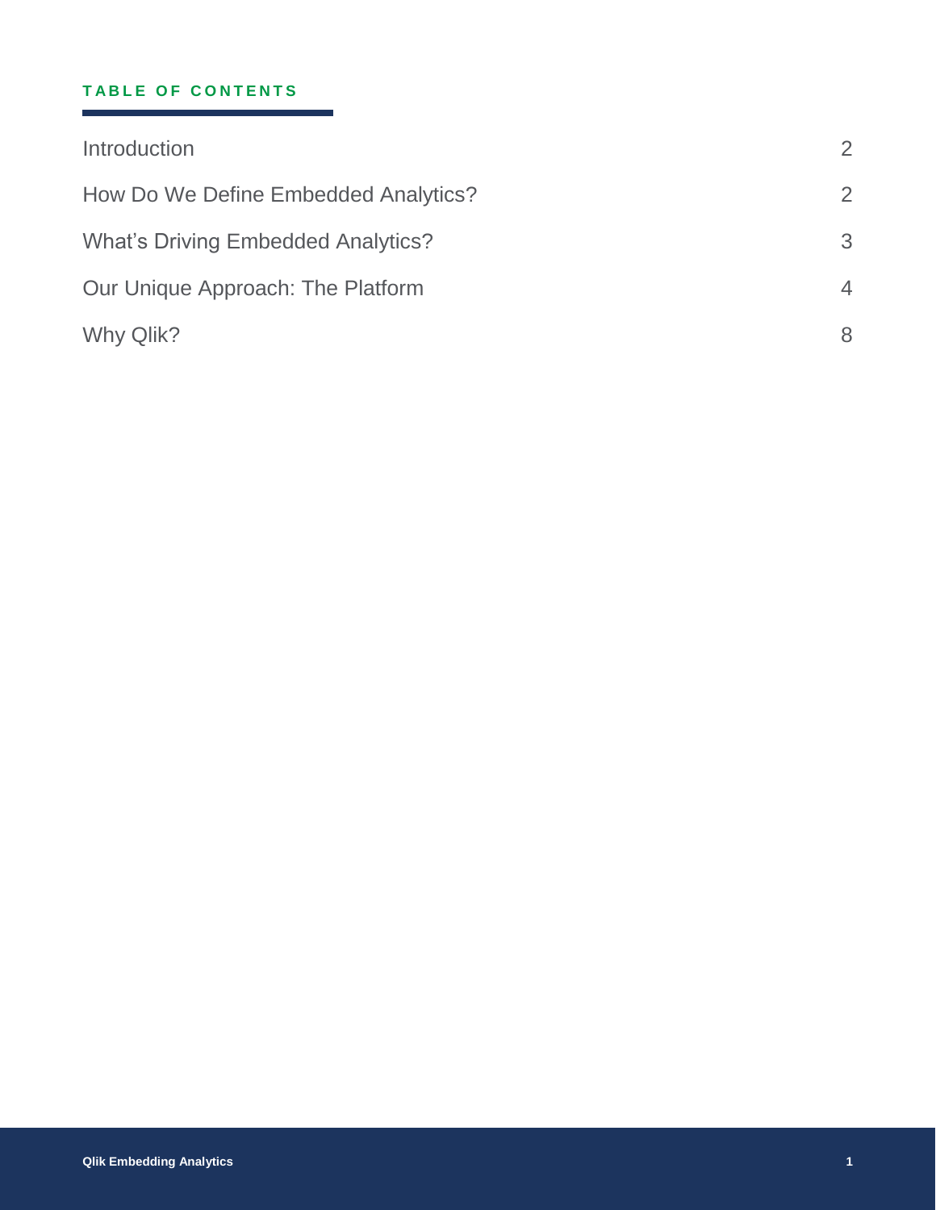## TABLE OF CONTENTS

| | |
|---|---|
| Introduction | 2 |
| How Do We Define Embedded Analytics? | 2 |
| What's Driving Embedded Analytics? | 3 |
| Our Unique Approach: The Platform | 4 |
| Why Qlik? | 8 |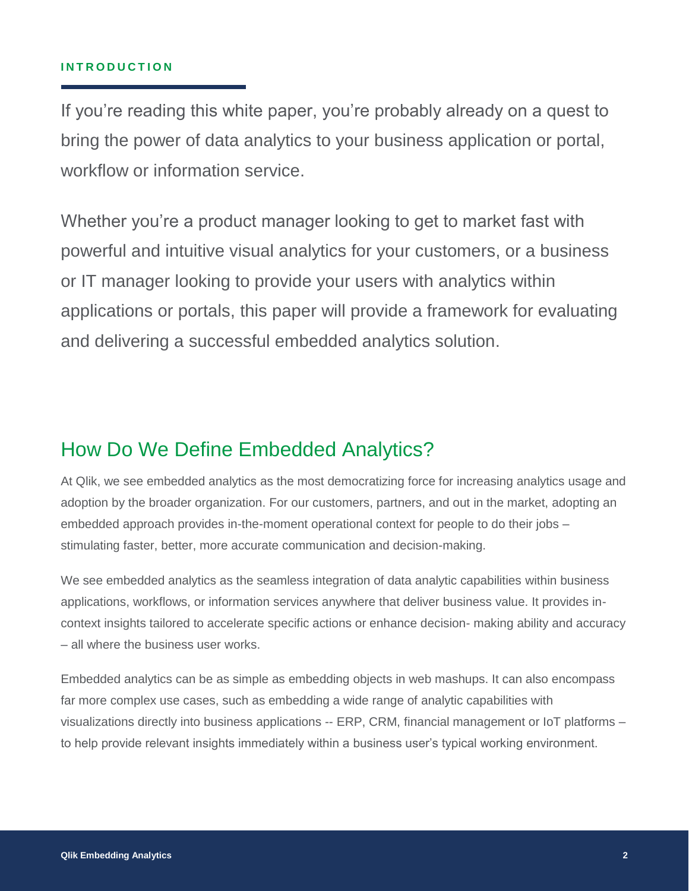## INTRODUCTION

If you're reading this white paper, you're probably already on a quest to bring the power of data analytics to your business application or portal, workflow or information service.

Whether you're a product manager looking to get to market fast with powerful and intuitive visual analytics for your customers, or a business or IT manager looking to provide your users with analytics within applications or portals, this paper will provide a framework for evaluating and delivering a successful embedded analytics solution.

## How Do We Define Embedded Analytics?

At Qlik, we see embedded analytics as the most democratizing force for increasing analytics usage and adoption by the broader organization. For our customers, partners, and out in the market, adopting an embedded approach provides in-the-moment operational context for people to do their jobs – stimulating faster, better, more accurate communication and decision-making.

We see embedded analytics as the seamless integration of data analytic capabilities within business applications, workflows, or information services anywhere that deliver business value. It provides in-context insights tailored to accelerate specific actions or enhance decision- making ability and accuracy – all where the business user works.

Embedded analytics can be as simple as embedding objects in web mashups. It can also encompass far more complex use cases, such as embedding a wide range of analytic capabilities with visualizations directly into business applications -- ERP, CRM, financial management or IoT platforms – to help provide relevant insights immediately within a business user's typical working environment.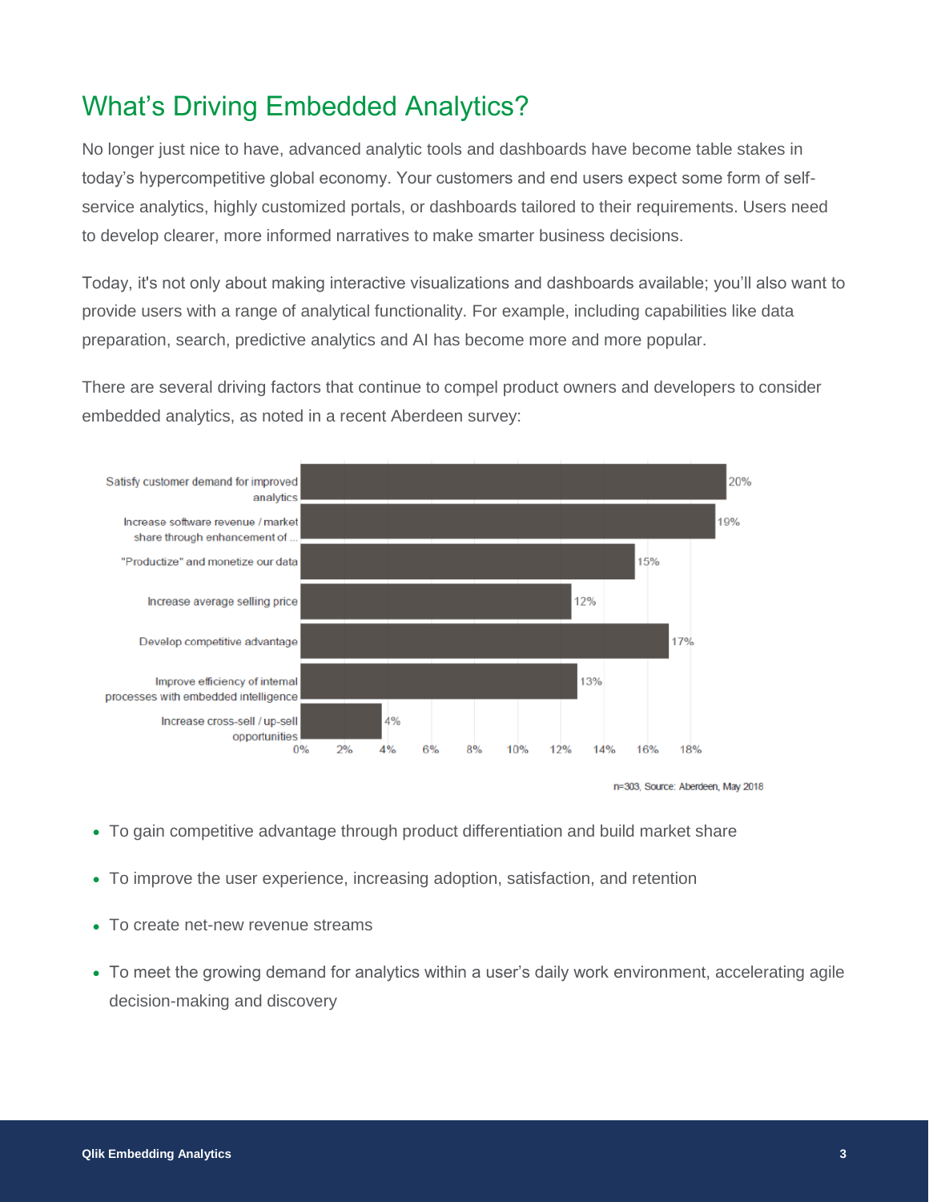# What's Driving Embedded Analytics?

No longer just nice to have, advanced analytic tools and dashboards have become table stakes in today's hypercompetitive global economy. Your customers and end users expect some form of self-service analytics, highly customized portals, or dashboards tailored to their requirements. Users need to develop clearer, more informed narratives to make smarter business decisions.

Today, it's not only about making interactive visualizations and dashboards available; you'll also want to provide users with a range of analytical functionality. For example, including capabilities like data preparation, search, predictive analytics and AI has become more and more popular.

There are several driving factors that continue to compel product owners and developers to consider embedded analytics, as noted in a recent Aberdeen survey:

| Driver | % |
|---|---|
| Satisfy customer demand for improved analytics | 20% |
| Increase software revenue / market share through enhancement of ... | 19% |
| "Productize" and monetize our data | 15% |
| Increase average selling price | 12% |
| Develop competitive advantage | 17% |
| Improve efficiency of internal processes with embedded intelligence | 13% |
| Increase cross-sell / up-sell opportunities | 4% |

n=303, Source: Aberdeen, May 2018

- To gain competitive advantage through product differentiation and build market share
- To improve the user experience, increasing adoption, satisfaction, and retention
- To create net-new revenue streams
- To meet the growing demand for analytics within a user's daily work environment, accelerating agile decision-making and discovery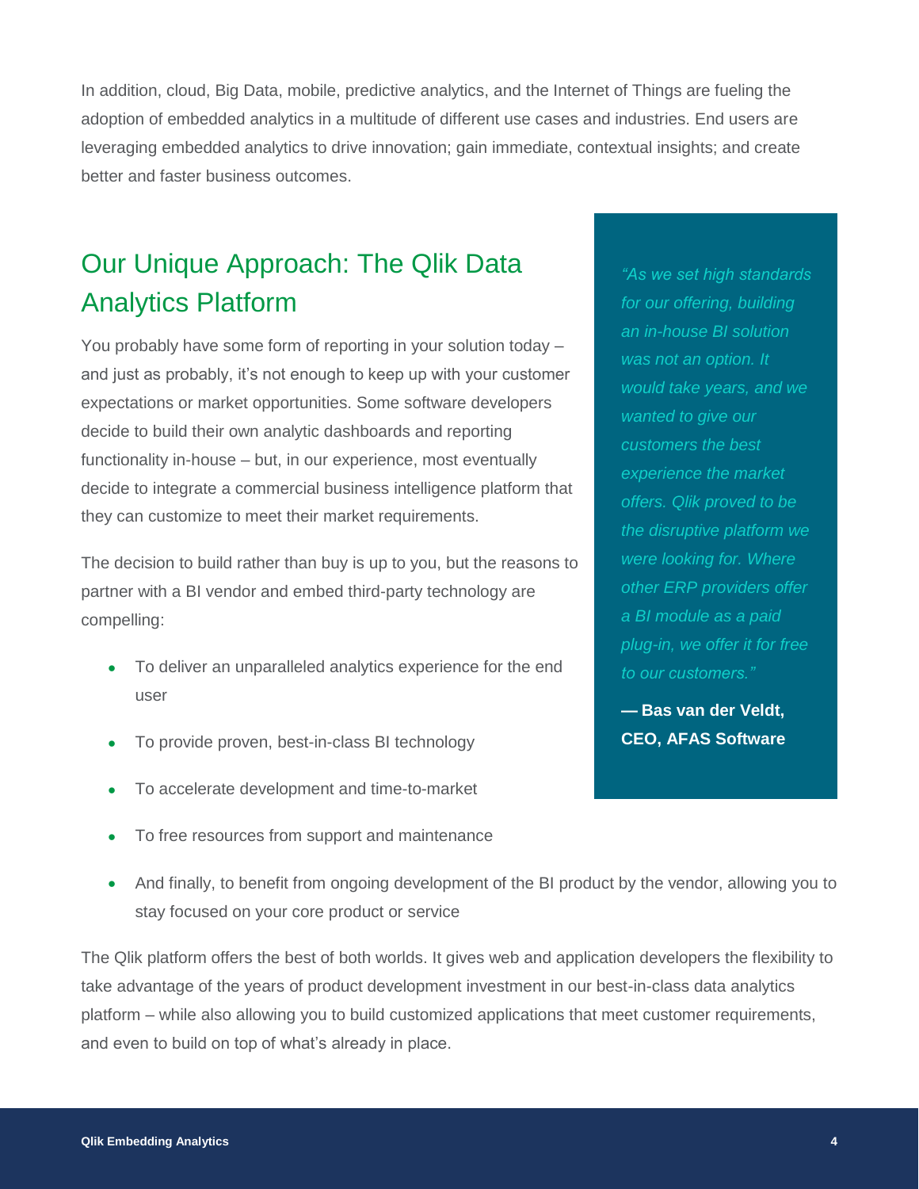In addition, cloud, Big Data, mobile, predictive analytics, and the Internet of Things are fueling the adoption of embedded analytics in a multitude of different use cases and industries. End users are leveraging embedded analytics to drive innovation; gain immediate, contextual insights; and create better and faster business outcomes.

## Our Unique Approach: The Qlik Data Analytics Platform

You probably have some form of reporting in your solution today – and just as probably, it's not enough to keep up with your customer expectations or market opportunities. Some software developers decide to build their own analytic dashboards and reporting functionality in-house – but, in our experience, most eventually decide to integrate a commercial business intelligence platform that they can customize to meet their market requirements.

The decision to build rather than buy is up to you, but the reasons to partner with a BI vendor and embed third-party technology are compelling:

- To deliver an unparalleled analytics experience for the end user
- To provide proven, best-in-class BI technology
- To accelerate development and time-to-market
- To free resources from support and maintenance
- And finally, to benefit from ongoing development of the BI product by the vendor, allowing you to stay focused on your core product or service

*"As we set high standards for our offering, building an in-house BI solution was not an option. It would take years, and we wanted to give our customers the best experience the market offers. Qlik proved to be the disruptive platform we were looking for. Where other ERP providers offer a BI module as a paid plug-in, we offer it for free to our customers."*

**— Bas van der Veldt, CEO, AFAS Software**

The Qlik platform offers the best of both worlds. It gives web and application developers the flexibility to take advantage of the years of product development investment in our best-in-class data analytics platform – while also allowing you to build customized applications that meet customer requirements, and even to build on top of what's already in place.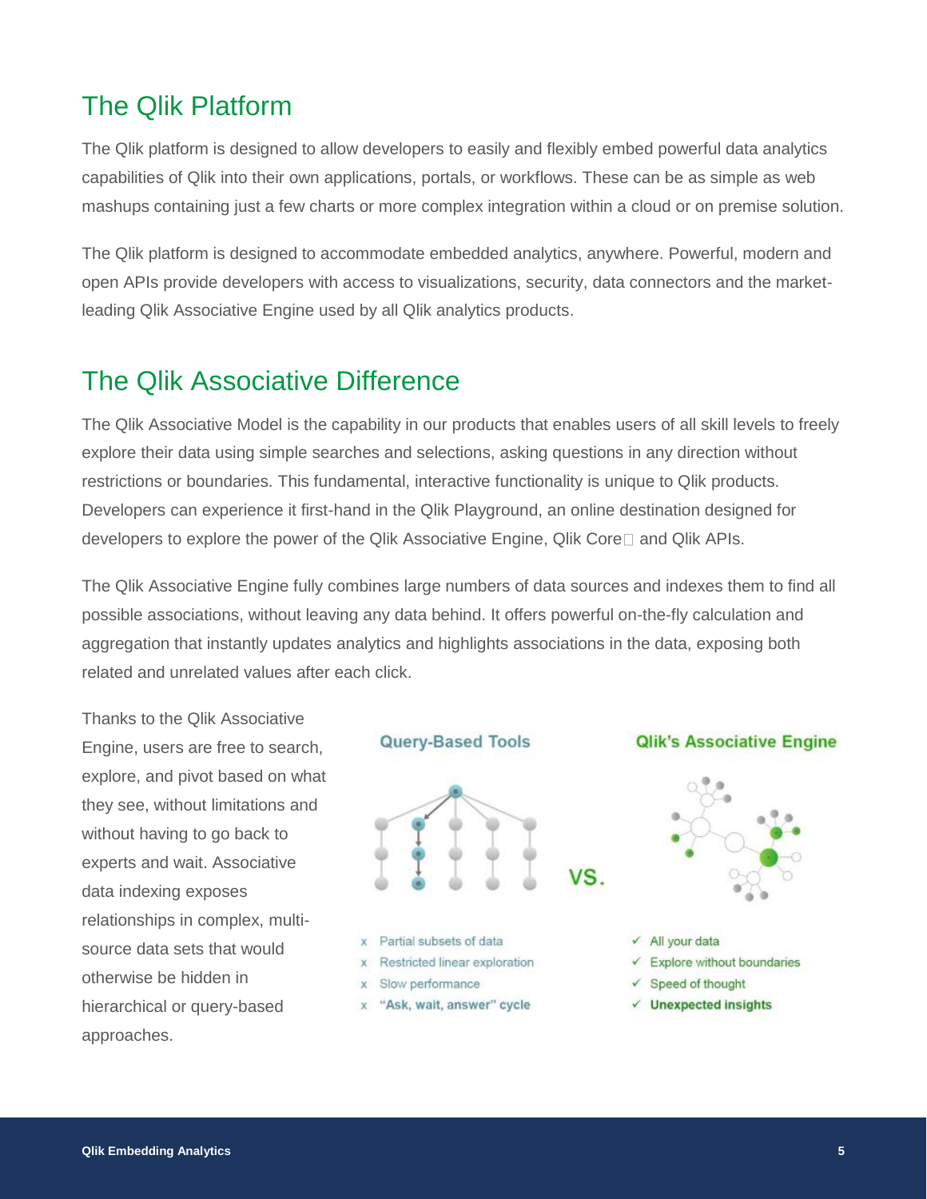## The Qlik Platform

The Qlik platform is designed to allow developers to easily and flexibly embed powerful data analytics capabilities of Qlik into their own applications, portals, or workflows. These can be as simple as web mashups containing just a few charts or more complex integration within a cloud or on premise solution.

The Qlik platform is designed to accommodate embedded analytics, anywhere. Powerful, modern and open APIs provide developers with access to visualizations, security, data connectors and the market-leading Qlik Associative Engine used by all Qlik analytics products.

## The Qlik Associative Difference

The Qlik Associative Model is the capability in our products that enables users of all skill levels to freely explore their data using simple searches and selections, asking questions in any direction without restrictions or boundaries. This fundamental, interactive functionality is unique to Qlik products. Developers can experience it first-hand in the Qlik Playground, an online destination designed for developers to explore the power of the Qlik Associative Engine, Qlik Core and Qlik APIs.

The Qlik Associative Engine fully combines large numbers of data sources and indexes them to find all possible associations, without leaving any data behind. It offers powerful on-the-fly calculation and aggregation that instantly updates analytics and highlights associations in the data, exposing both related and unrelated values after each click.

Thanks to the Qlik Associative Engine, users are free to search, explore, and pivot based on what they see, without limitations and without having to go back to experts and wait. Associative data indexing exposes relationships in complex, multi-source data sets that would otherwise be hidden in hierarchical or query-based approaches.

| Query-Based Tools | | Qlik's Associative Engine |
|---|---|---|
| x Partial subsets of data | VS. | ✓ All your data |
| x Restricted linear exploration | | ✓ Explore without boundaries |
| x Slow performance | | ✓ Speed of thought |
| x **"Ask, wait, answer" cycle** | | ✓ **Unexpected insights** |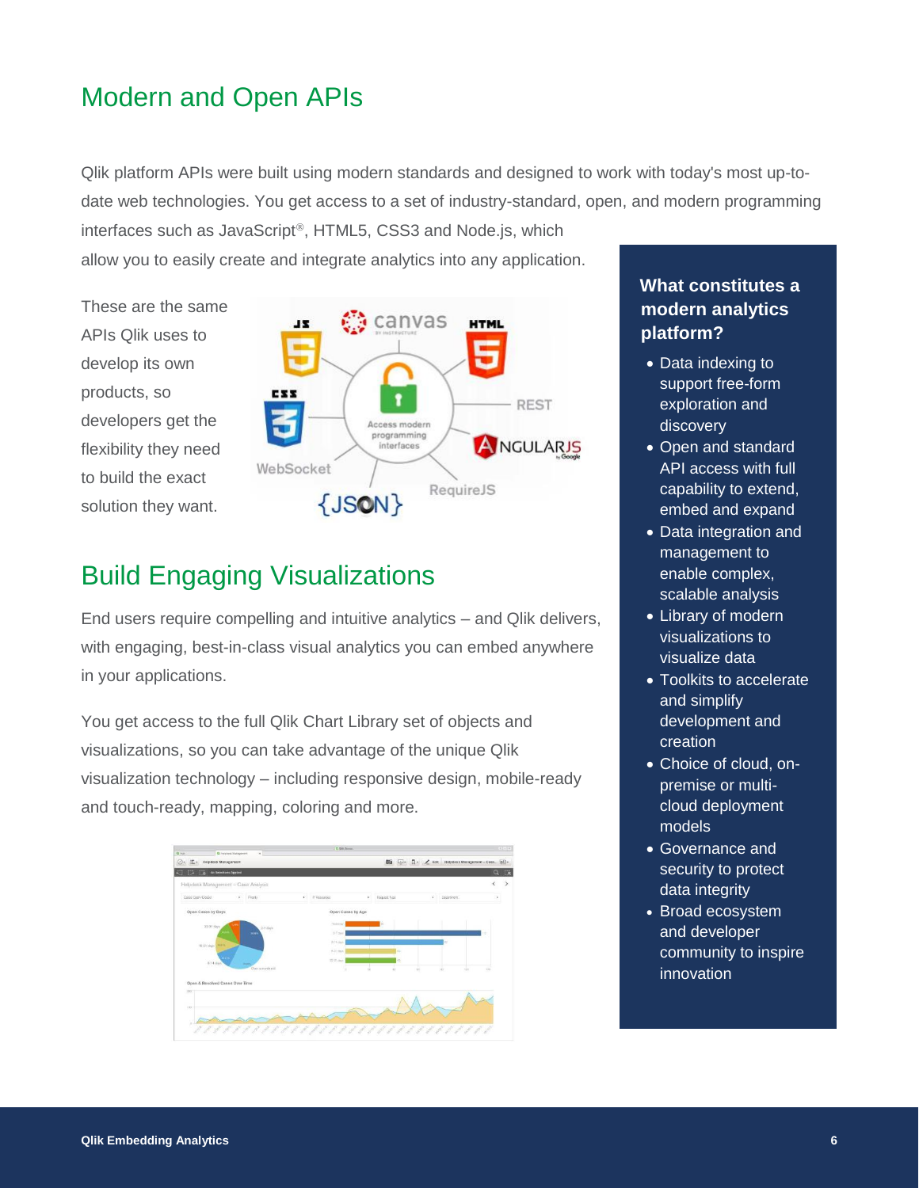## Modern and Open APIs

Qlik platform APIs were built using modern standards and designed to work with today's most up-to-date web technologies. You get access to a set of industry-standard, open, and modern programming interfaces such as JavaScript®, HTML5, CSS3 and Node.js, which allow you to easily create and integrate analytics into any application.

These are the same APIs Qlik uses to develop its own products, so developers get the flexibility they need to build the exact solution they want.

## Build Engaging Visualizations

End users require compelling and intuitive analytics – and Qlik delivers, with engaging, best-in-class visual analytics you can embed anywhere in your applications.

You get access to the full Qlik Chart Library set of objects and visualizations, so you can take advantage of the unique Qlik visualization technology – including responsive design, mobile-ready and touch-ready, mapping, coloring and more.

### What constitutes a modern analytics platform?

- Data indexing to support free-form exploration and discovery
- Open and standard API access with full capability to extend, embed and expand
- Data integration and management to enable complex, scalable analysis
- Library of modern visualizations to visualize data
- Toolkits to accelerate and simplify development and creation
- Choice of cloud, on-premise or multi-cloud deployment models
- Governance and security to protect data integrity
- Broad ecosystem and developer community to inspire innovation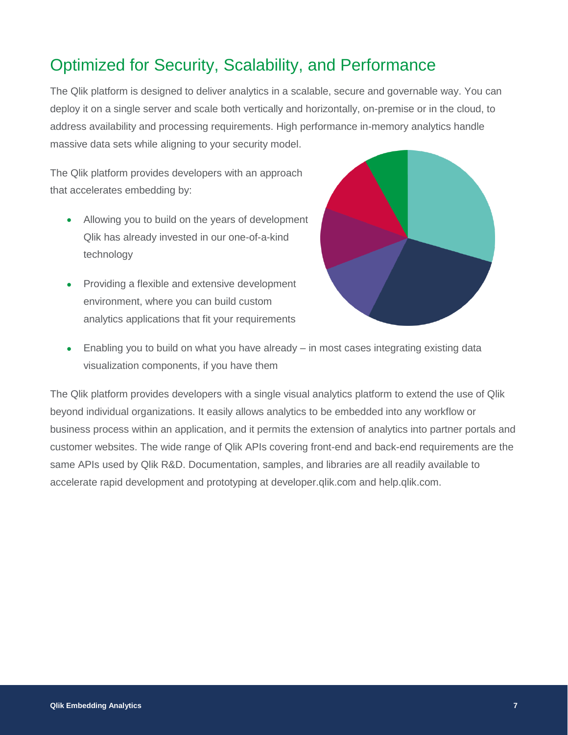## Optimized for Security, Scalability, and Performance

The Qlik platform is designed to deliver analytics in a scalable, secure and governable way. You can deploy it on a single server and scale both vertically and horizontally, on-premise or in the cloud, to address availability and processing requirements. High performance in-memory analytics handle massive data sets while aligning to your security model.

The Qlik platform provides developers with an approach that accelerates embedding by:

- Allowing you to build on the years of development Qlik has already invested in our one-of-a-kind technology
- Providing a flexible and extensive development environment, where you can build custom analytics applications that fit your requirements
- Enabling you to build on what you have already – in most cases integrating existing data visualization components, if you have them

The Qlik platform provides developers with a single visual analytics platform to extend the use of Qlik beyond individual organizations. It easily allows analytics to be embedded into any workflow or business process within an application, and it permits the extension of analytics into partner portals and customer websites. The wide range of Qlik APIs covering front-end and back-end requirements are the same APIs used by Qlik R&D. Documentation, samples, and libraries are all readily available to accelerate rapid development and prototyping at developer.qlik.com and help.qlik.com.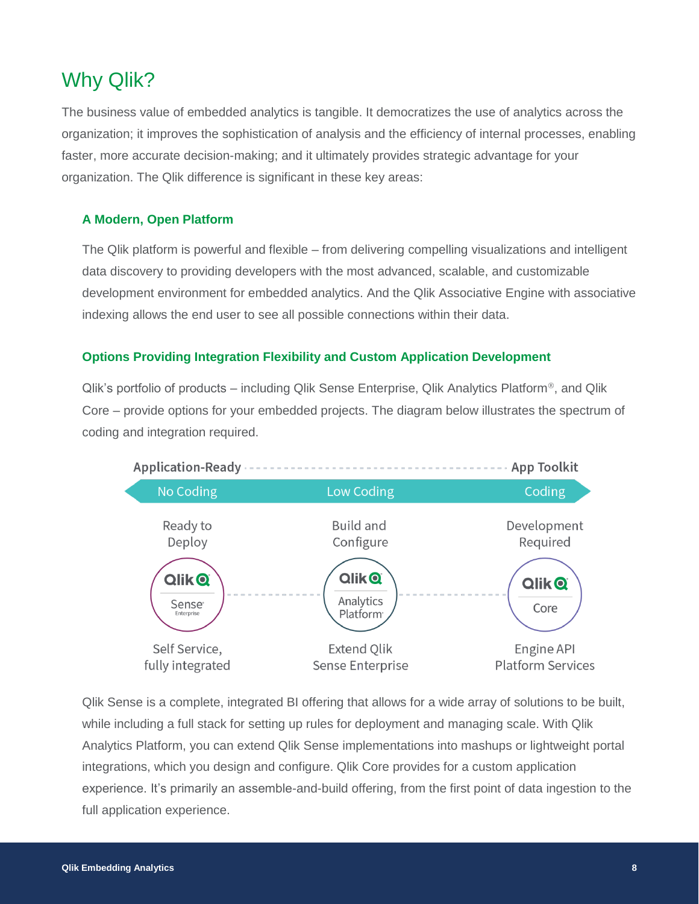# Why Qlik?

The business value of embedded analytics is tangible. It democratizes the use of analytics across the organization; it improves the sophistication of analysis and the efficiency of internal processes, enabling faster, more accurate decision-making; and it ultimately provides strategic advantage for your organization. The Qlik difference is significant in these key areas:

### A Modern, Open Platform

The Qlik platform is powerful and flexible – from delivering compelling visualizations and intelligent data discovery to providing developers with the most advanced, scalable, and customizable development environment for embedded analytics. And the Qlik Associative Engine with associative indexing allows the end user to see all possible connections within their data.

### Options Providing Integration Flexibility and Custom Application Development

Qlik's portfolio of products – including Qlik Sense Enterprise, Qlik Analytics Platform®, and Qlik Core – provide options for your embedded projects. The diagram below illustrates the spectrum of coding and integration required.

| Application-Ready | | App Toolkit |
|---|---|---|
| No Coding | Low Coding | Coding |
| Ready to Deploy | Build and Configure | Development Required |
| Qlik Sense Enterprise | Qlik Analytics Platform | Qlik Core |
| Self Service, fully integrated | Extend Qlik Sense Enterprise | Engine API Platform Services |

Qlik Sense is a complete, integrated BI offering that allows for a wide array of solutions to be built, while including a full stack for setting up rules for deployment and managing scale. With Qlik Analytics Platform, you can extend Qlik Sense implementations into mashups or lightweight portal integrations, which you design and configure. Qlik Core provides for a custom application experience. It's primarily an assemble-and-build offering, from the first point of data ingestion to the full application experience.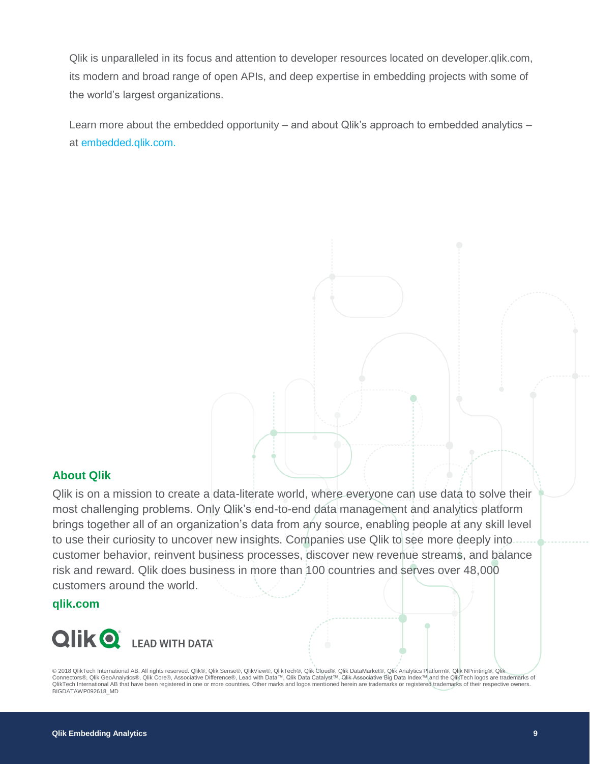Qlik is unparalleled in its focus and attention to developer resources located on developer.qlik.com, its modern and broad range of open APIs, and deep expertise in embedding projects with some of the world's largest organizations.

Learn more about the embedded opportunity – and about Qlik's approach to embedded analytics – at embedded.qlik.com.

## About Qlik

Qlik is on a mission to create a data-literate world, where everyone can use data to solve their most challenging problems. Only Qlik's end-to-end data management and analytics platform brings together all of an organization's data from any source, enabling people at any skill level to use their curiosity to uncover new insights. Companies use Qlik to see more deeply into customer behavior, reinvent business processes, discover new revenue streams, and balance risk and reward. Qlik does business in more than 100 countries and serves over 48,000 customers around the world.

**qlik.com**

Qlik LEAD WITH DATA

© 2018 QlikTech International AB. All rights reserved. Qlik®, Qlik Sense®, QlikView®, QlikTech®, Qlik Cloud®, Qlik DataMarket®, Qlik Analytics Platform®, Qlik NPrinting®, Qlik Connectors®, Qlik GeoAnalytics®, Qlik Core®, Associative Difference®, Lead with Data™, Qlik Data Catalyst™, Qlik Associative Big Data Index™ and the QlikTech logos are trademarks of QlikTech International AB that have been registered in one or more countries. Other marks and logos mentioned herein are trademarks or registered trademarks of their respective owners. BIGDATAWP092618_MD